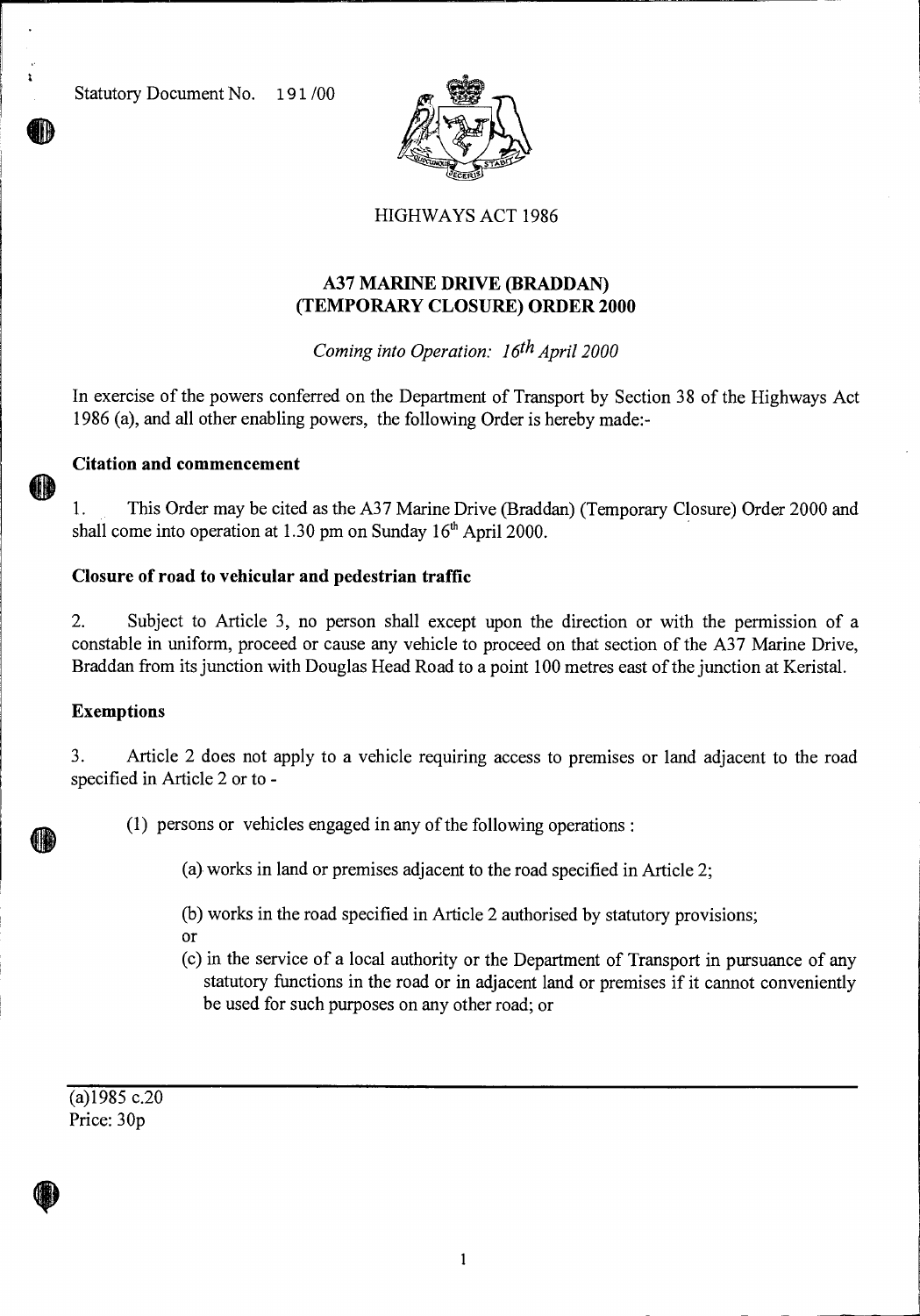Statutory Document No. 191/00

HIGHWAYS ACT 1986

# A37 MARINE DRIVE (BRADDAN) (TEMPORARY CLOSURE) ORDER 2000

*Coming into Operation: 16th April 2000*

In exercise of the powers conferred on the Department of Transport by Section 38 of the Highways Act 1986 (a), and all other enabling powers, the following Order is hereby made:-

### Citation and commencement

1. This Order may be cited as the A37 Marine Drive (Braddan) (Temporary Closure) Order 2000 and shall come into operation at 1.30 pm on Sunday 16th April 2000.

### Closure of road to vehicular and pedestrian traffic

2. Subject to Article 3, no person shall except upon the direction or with the permission of a constable in uniform, proceed or cause any vehicle to proceed on that section of the A37 Marine Drive, Braddan from its junction with Douglas Head Road to a point 100 metres east of the junction at Keristal.

### Exemptions

3. Article 2 does not apply to a vehicle requiring access to premises or land adjacent to the road specified in Article 2 or to -

(1) persons or vehicles engaged in any of the following operations :

(a) works in land or premises adjacent to the road specified in Article 2;

(b) works in the road specified in Article 2 authorised by statutory provisions; or

(c) in the service of a local authority or the Department of Transport in pursuance of any statutory functions in the road or in adjacent land or premises if it cannot conveniently be used for such purposes on any other road; or

---

(a)1985 c.20
Price: 30p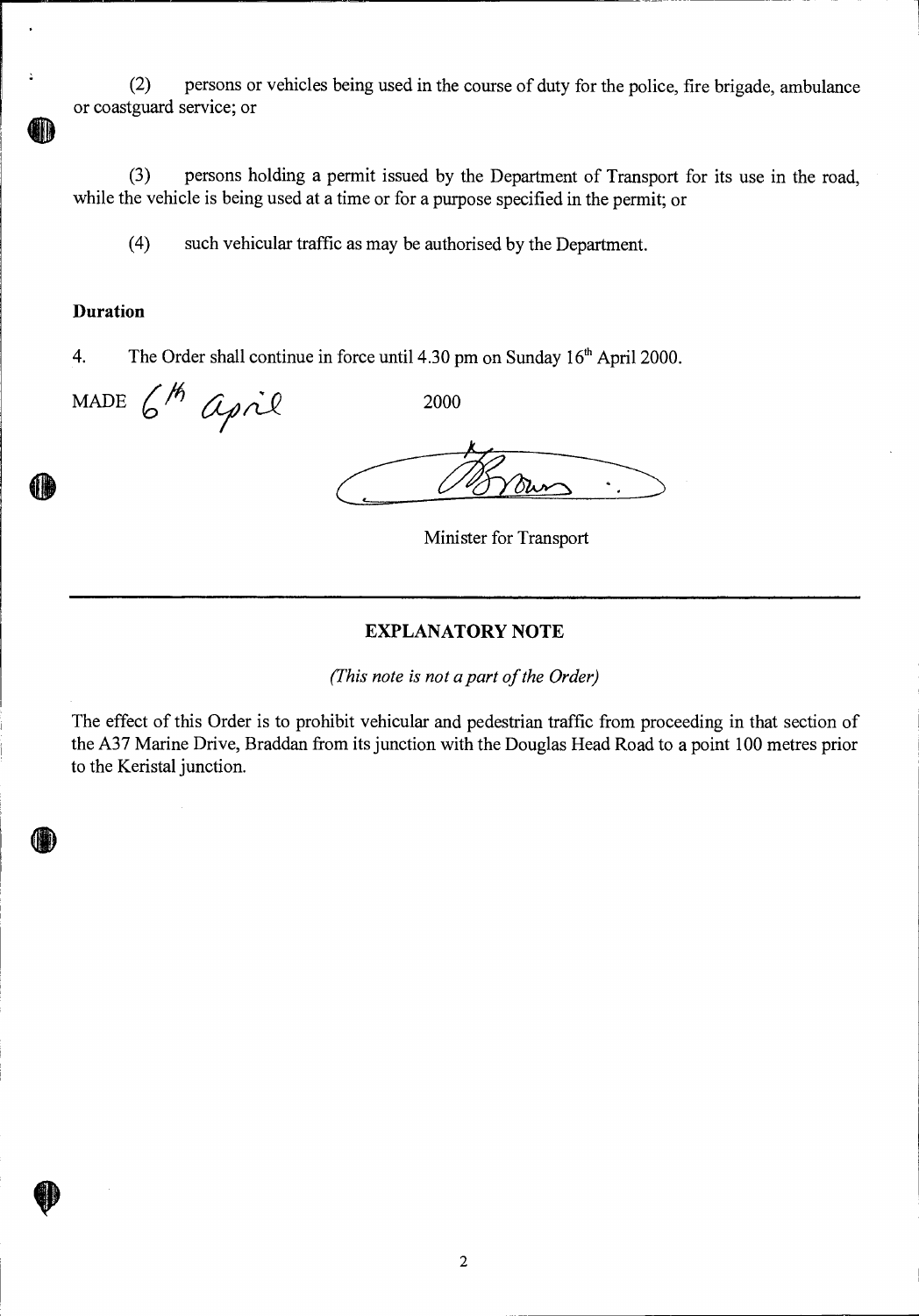(2) persons or vehicles being used in the course of duty for the police, fire brigade, ambulance or coastguard service; or

(3) persons holding a permit issued by the Department of Transport for its use in the road, while the vehicle is being used at a time or for a purpose specified in the permit; or

(4) such vehicular traffic as may be authorised by the Department.

**Duration**

4. The Order shall continue in force until 4.30 pm on Sunday 16th April 2000.

MADE 6th April 2000

Minister for Transport

---

**EXPLANATORY NOTE**

*(This note is not a part of the Order)*

The effect of this Order is to prohibit vehicular and pedestrian traffic from proceeding in that section of the A37 Marine Drive, Braddan from its junction with the Douglas Head Road to a point 100 metres prior to the Keristal junction.